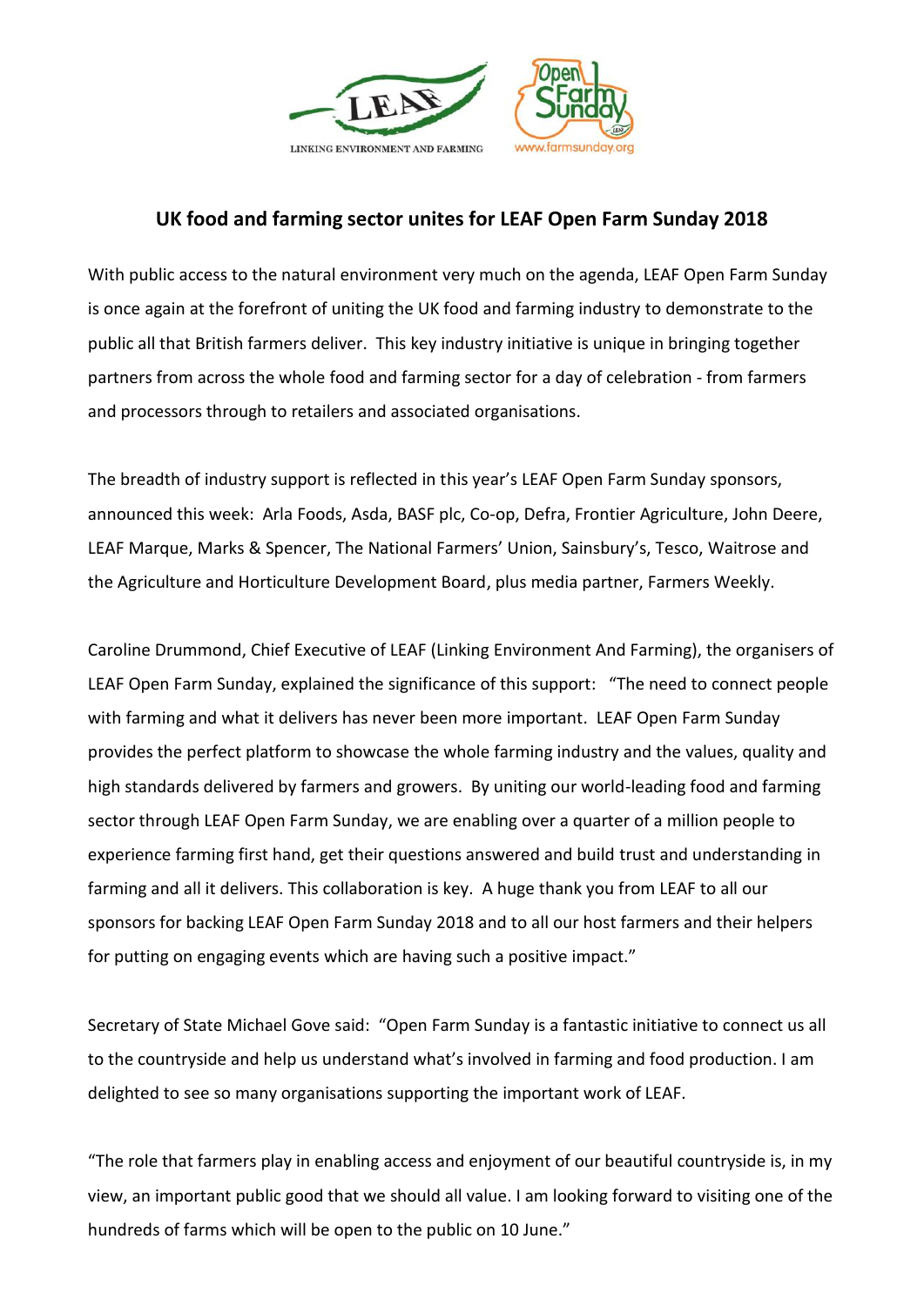# UK food and farming sector unites for LEAF Open Farm Sunday 2018

With public access to the natural environment very much on the agenda, LEAF Open Farm Sunday is once again at the forefront of uniting the UK food and farming industry to demonstrate to the public all that British farmers deliver. This key industry initiative is unique in bringing together partners from across the whole food and farming sector for a day of celebration - from farmers and processors through to retailers and associated organisations.

The breadth of industry support is reflected in this year's LEAF Open Farm Sunday sponsors, announced this week: Arla Foods, Asda, BASF plc, Co-op, Defra, Frontier Agriculture, John Deere, LEAF Marque, Marks & Spencer, The National Farmers' Union, Sainsbury's, Tesco, Waitrose and the Agriculture and Horticulture Development Board, plus media partner, Farmers Weekly.

Caroline Drummond, Chief Executive of LEAF (Linking Environment And Farming), the organisers of LEAF Open Farm Sunday, explained the significance of this support: "The need to connect people with farming and what it delivers has never been more important. LEAF Open Farm Sunday provides the perfect platform to showcase the whole farming industry and the values, quality and high standards delivered by farmers and growers. By uniting our world-leading food and farming sector through LEAF Open Farm Sunday, we are enabling over a quarter of a million people to experience farming first hand, get their questions answered and build trust and understanding in farming and all it delivers. This collaboration is key. A huge thank you from LEAF to all our sponsors for backing LEAF Open Farm Sunday 2018 and to all our host farmers and their helpers for putting on engaging events which are having such a positive impact."

Secretary of State Michael Gove said: "Open Farm Sunday is a fantastic initiative to connect us all to the countryside and help us understand what's involved in farming and food production. I am delighted to see so many organisations supporting the important work of LEAF.

"The role that farmers play in enabling access and enjoyment of our beautiful countryside is, in my view, an important public good that we should all value. I am looking forward to visiting one of the hundreds of farms which will be open to the public on 10 June."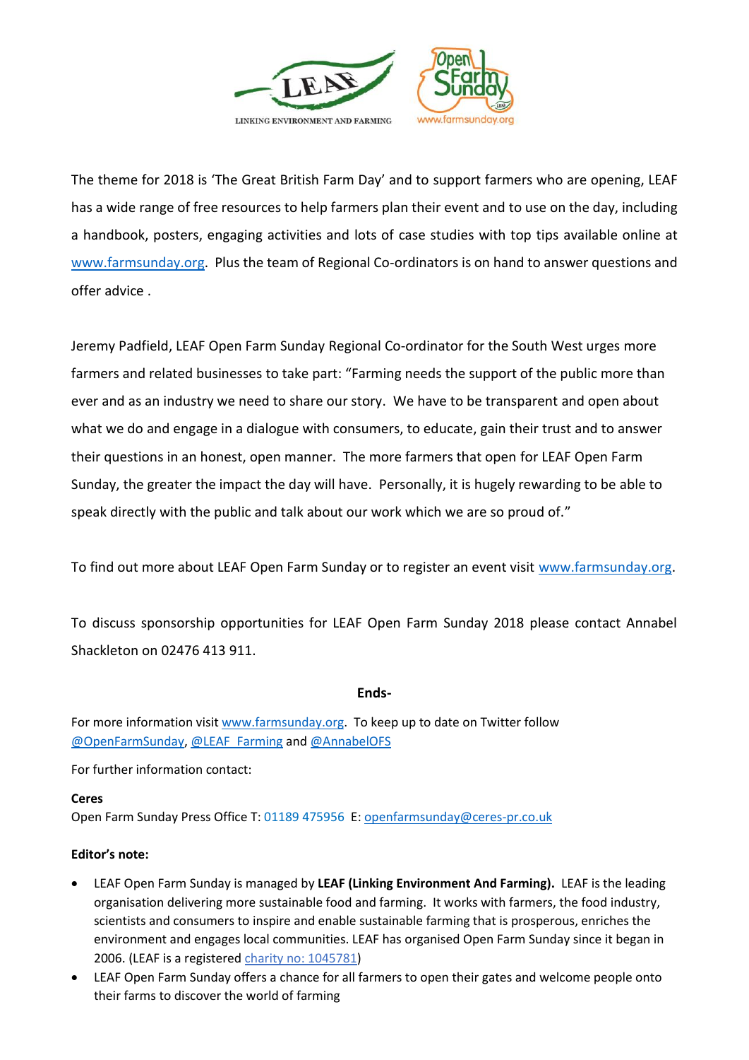The theme for 2018 is 'The Great British Farm Day' and to support farmers who are opening, LEAF has a wide range of free resources to help farmers plan their event and to use on the day, including a handbook, posters, engaging activities and lots of case studies with top tips available online at www.farmsunday.org. Plus the team of Regional Co-ordinators is on hand to answer questions and offer advice .

Jeremy Padfield, LEAF Open Farm Sunday Regional Co-ordinator for the South West urges more farmers and related businesses to take part: "Farming needs the support of the public more than ever and as an industry we need to share our story. We have to be transparent and open about what we do and engage in a dialogue with consumers, to educate, gain their trust and to answer their questions in an honest, open manner. The more farmers that open for LEAF Open Farm Sunday, the greater the impact the day will have. Personally, it is hugely rewarding to be able to speak directly with the public and talk about our work which we are so proud of."

To find out more about LEAF Open Farm Sunday or to register an event visit www.farmsunday.org.

To discuss sponsorship opportunities for LEAF Open Farm Sunday 2018 please contact Annabel Shackleton on 02476 413 911.

**Ends-**

For more information visit www.farmsunday.org. To keep up to date on Twitter follow @OpenFarmSunday, @LEAF_Farming and @AnnabelOFS

For further information contact:

**Ceres**
Open Farm Sunday Press Office T: 01189 475956 E: openfarmsunday@ceres-pr.co.uk

**Editor's note:**

- LEAF Open Farm Sunday is managed by **LEAF (Linking Environment And Farming).** LEAF is the leading organisation delivering more sustainable food and farming. It works with farmers, the food industry, scientists and consumers to inspire and enable sustainable farming that is prosperous, enriches the environment and engages local communities. LEAF has organised Open Farm Sunday since it began in 2006. (LEAF is a registered charity no: 1045781)
- LEAF Open Farm Sunday offers a chance for all farmers to open their gates and welcome people onto their farms to discover the world of farming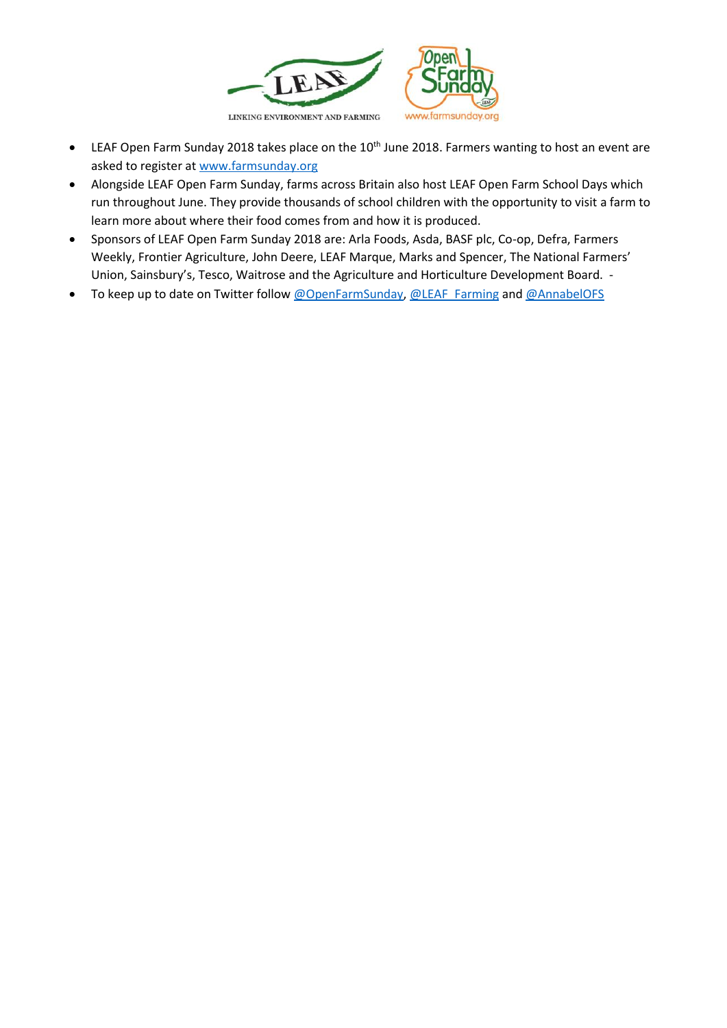LINKING ENVIRONMENT AND FARMING

www.farmsunday.org

- LEAF Open Farm Sunday 2018 takes place on the 10th June 2018. Farmers wanting to host an event are asked to register at www.farmsunday.org
- Alongside LEAF Open Farm Sunday, farms across Britain also host LEAF Open Farm School Days which run throughout June. They provide thousands of school children with the opportunity to visit a farm to learn more about where their food comes from and how it is produced.
- Sponsors of LEAF Open Farm Sunday 2018 are: Arla Foods, Asda, BASF plc, Co-op, Defra, Farmers Weekly, Frontier Agriculture, John Deere, LEAF Marque, Marks and Spencer, The National Farmers' Union, Sainsbury's, Tesco, Waitrose and the Agriculture and Horticulture Development Board. -
- To keep up to date on Twitter follow @OpenFarmSunday, @LEAF_Farming and @AnnabelOFS